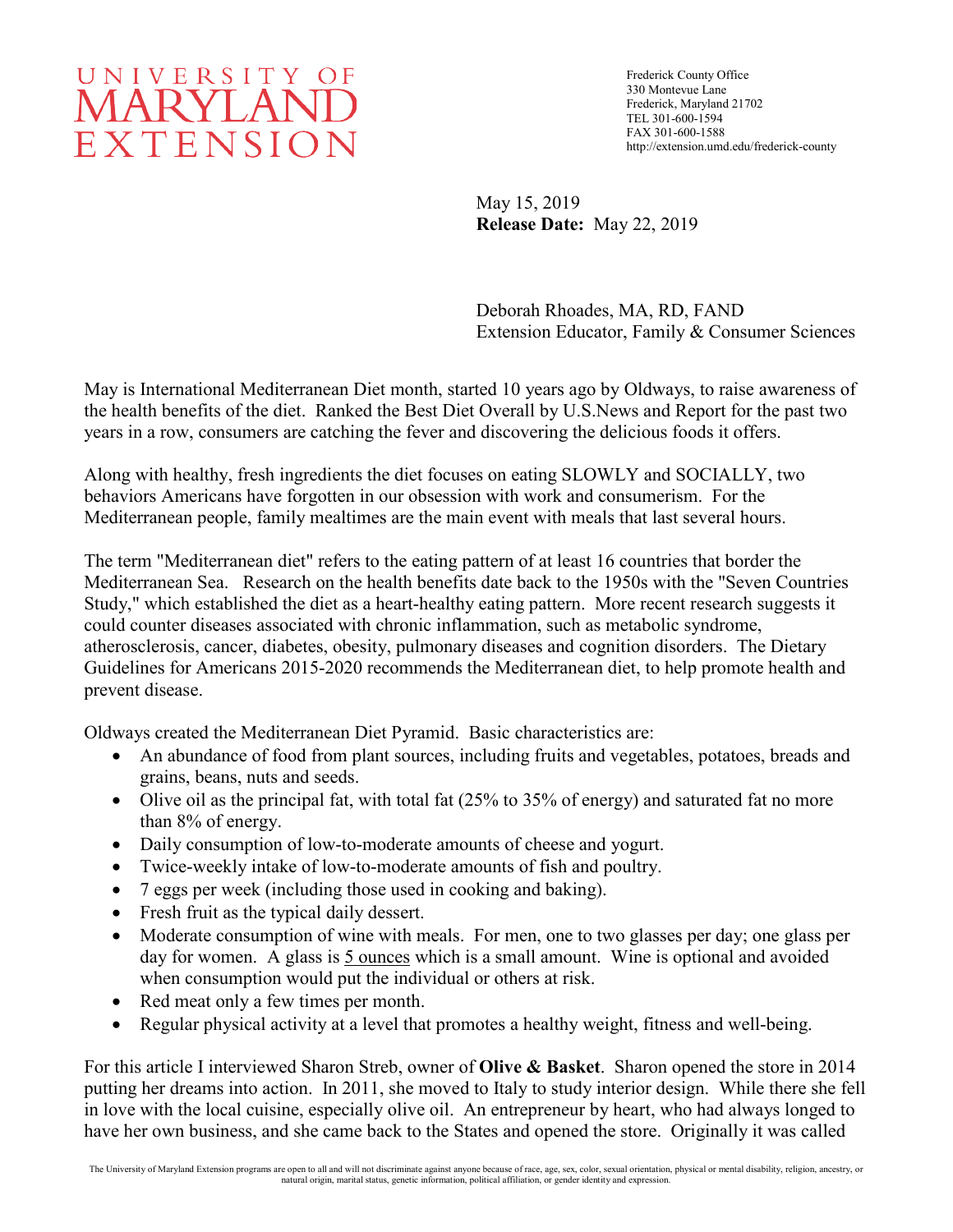# UNIVERSITY OF MARYLAND EXTENSION

Frederick County Office
330 Montevue Lane
Frederick, Maryland 21702
TEL 301-600-1594
FAX 301-600-1588
http://extension.umd.edu/frederick-county

May 15, 2019
**Release Date:** May 22, 2019

Deborah Rhoades, MA, RD, FAND
Extension Educator, Family & Consumer Sciences

May is International Mediterranean Diet month, started 10 years ago by Oldways, to raise awareness of the health benefits of the diet. Ranked the Best Diet Overall by U.S.News and Report for the past two years in a row, consumers are catching the fever and discovering the delicious foods it offers.

Along with healthy, fresh ingredients the diet focuses on eating SLOWLY and SOCIALLY, two behaviors Americans have forgotten in our obsession with work and consumerism. For the Mediterranean people, family mealtimes are the main event with meals that last several hours.

The term "Mediterranean diet" refers to the eating pattern of at least 16 countries that border the Mediterranean Sea. Research on the health benefits date back to the 1950s with the "Seven Countries Study," which established the diet as a heart-healthy eating pattern. More recent research suggests it could counter diseases associated with chronic inflammation, such as metabolic syndrome, atherosclerosis, cancer, diabetes, obesity, pulmonary diseases and cognition disorders. The Dietary Guidelines for Americans 2015-2020 recommends the Mediterranean diet, to help promote health and prevent disease.

Oldways created the Mediterranean Diet Pyramid. Basic characteristics are:

- An abundance of food from plant sources, including fruits and vegetables, potatoes, breads and grains, beans, nuts and seeds.
- Olive oil as the principal fat, with total fat (25% to 35% of energy) and saturated fat no more than 8% of energy.
- Daily consumption of low-to-moderate amounts of cheese and yogurt.
- Twice-weekly intake of low-to-moderate amounts of fish and poultry.
- 7 eggs per week (including those used in cooking and baking).
- Fresh fruit as the typical daily dessert.
- Moderate consumption of wine with meals. For men, one to two glasses per day; one glass per day for women. A glass is 5 ounces which is a small amount. Wine is optional and avoided when consumption would put the individual or others at risk.
- Red meat only a few times per month.
- Regular physical activity at a level that promotes a healthy weight, fitness and well-being.

For this article I interviewed Sharon Streb, owner of **Olive & Basket**. Sharon opened the store in 2014 putting her dreams into action. In 2011, she moved to Italy to study interior design. While there she fell in love with the local cuisine, especially olive oil. An entrepreneur by heart, who had always longed to have her own business, and she came back to the States and opened the store. Originally it was called

The University of Maryland Extension programs are open to all and will not discriminate against anyone because of race, age, sex, color, sexual orientation, physical or mental disability, religion, ancestry, or natural origin, marital status, genetic information, political affiliation, or gender identity and expression.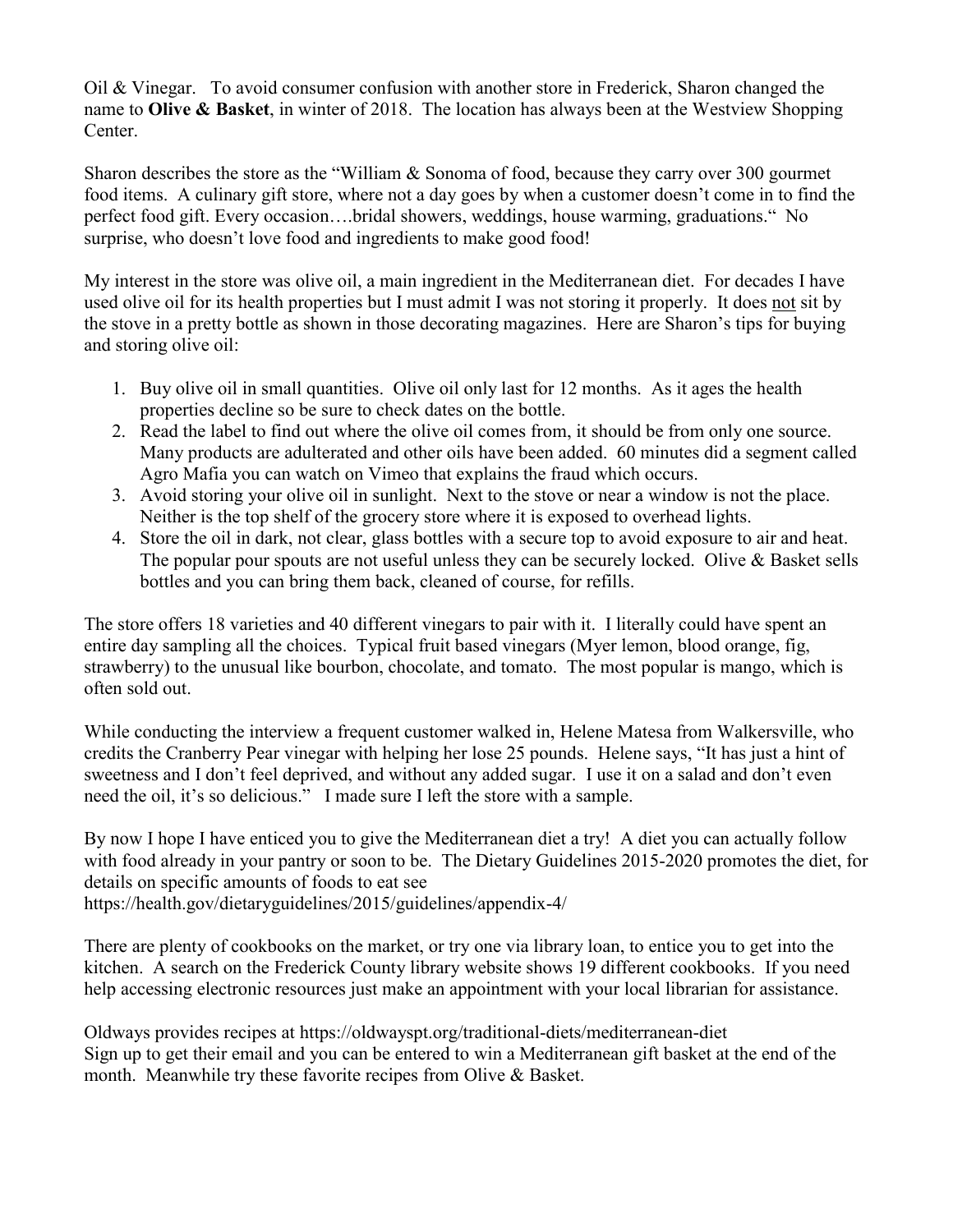Oil & Vinegar. To avoid consumer confusion with another store in Frederick, Sharon changed the name to **Olive & Basket**, in winter of 2018. The location has always been at the Westview Shopping Center.

Sharon describes the store as the "William & Sonoma of food, because they carry over 300 gourmet food items. A culinary gift store, where not a day goes by when a customer doesn't come in to find the perfect food gift. Every occasion….bridal showers, weddings, house warming, graduations." No surprise, who doesn't love food and ingredients to make good food!

My interest in the store was olive oil, a main ingredient in the Mediterranean diet. For decades I have used olive oil for its health properties but I must admit I was not storing it properly. It does <u>not</u> sit by the stove in a pretty bottle as shown in those decorating magazines. Here are Sharon's tips for buying and storing olive oil:

1. Buy olive oil in small quantities. Olive oil only last for 12 months. As it ages the health properties decline so be sure to check dates on the bottle.
2. Read the label to find out where the olive oil comes from, it should be from only one source. Many products are adulterated and other oils have been added. 60 minutes did a segment called Agro Mafia you can watch on Vimeo that explains the fraud which occurs.
3. Avoid storing your olive oil in sunlight. Next to the stove or near a window is not the place. Neither is the top shelf of the grocery store where it is exposed to overhead lights.
4. Store the oil in dark, not clear, glass bottles with a secure top to avoid exposure to air and heat. The popular pour spouts are not useful unless they can be securely locked. Olive & Basket sells bottles and you can bring them back, cleaned of course, for refills.

The store offers 18 varieties and 40 different vinegars to pair with it. I literally could have spent an entire day sampling all the choices. Typical fruit based vinegars (Myer lemon, blood orange, fig, strawberry) to the unusual like bourbon, chocolate, and tomato. The most popular is mango, which is often sold out.

While conducting the interview a frequent customer walked in, Helene Matesa from Walkersville, who credits the Cranberry Pear vinegar with helping her lose 25 pounds. Helene says, "It has just a hint of sweetness and I don't feel deprived, and without any added sugar. I use it on a salad and don't even need the oil, it's so delicious." I made sure I left the store with a sample.

By now I hope I have enticed you to give the Mediterranean diet a try! A diet you can actually follow with food already in your pantry or soon to be. The Dietary Guidelines 2015-2020 promotes the diet, for details on specific amounts of foods to eat see
https://health.gov/dietaryguidelines/2015/guidelines/appendix-4/

There are plenty of cookbooks on the market, or try one via library loan, to entice you to get into the kitchen. A search on the Frederick County library website shows 19 different cookbooks. If you need help accessing electronic resources just make an appointment with your local librarian for assistance.

Oldways provides recipes at https://oldwayspt.org/traditional-diets/mediterranean-diet
Sign up to get their email and you can be entered to win a Mediterranean gift basket at the end of the month. Meanwhile try these favorite recipes from Olive & Basket.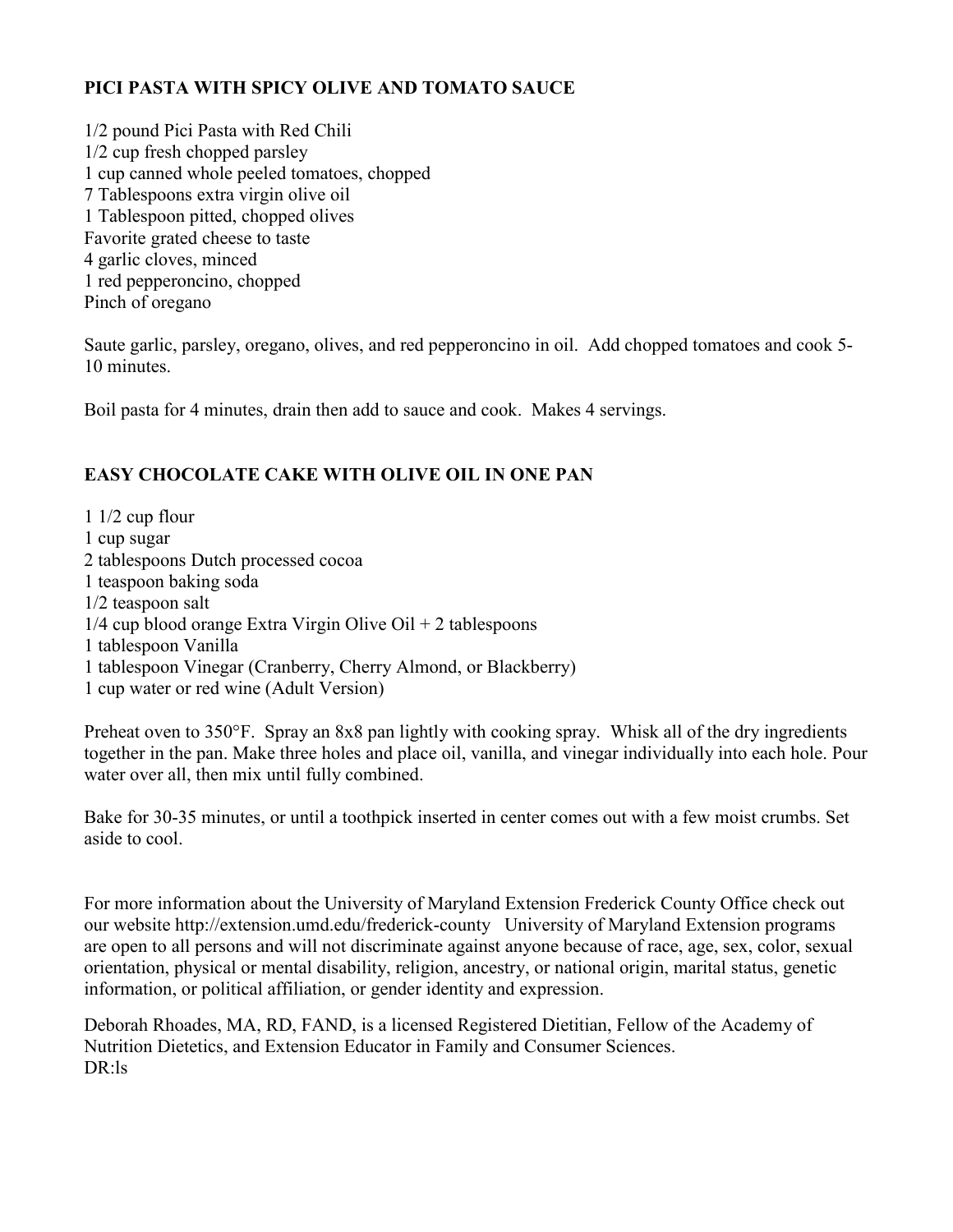**PICI PASTA WITH SPICY OLIVE AND TOMATO SAUCE**

1/2 pound Pici Pasta with Red Chili
1/2 cup fresh chopped parsley
1 cup canned whole peeled tomatoes, chopped
7 Tablespoons extra virgin olive oil
1 Tablespoon pitted, chopped olives
Favorite grated cheese to taste
4 garlic cloves, minced
1 red pepperoncino, chopped
Pinch of oregano

Saute garlic, parsley, oregano, olives, and red pepperoncino in oil. Add chopped tomatoes and cook 5-10 minutes.

Boil pasta for 4 minutes, drain then add to sauce and cook. Makes 4 servings.

**EASY CHOCOLATE CAKE WITH OLIVE OIL IN ONE PAN**

1 1/2 cup flour
1 cup sugar
2 tablespoons Dutch processed cocoa
1 teaspoon baking soda
1/2 teaspoon salt
1/4 cup blood orange Extra Virgin Olive Oil + 2 tablespoons
1 tablespoon Vanilla
1 tablespoon Vinegar (Cranberry, Cherry Almond, or Blackberry)
1 cup water or red wine (Adult Version)

Preheat oven to 350°F. Spray an 8x8 pan lightly with cooking spray. Whisk all of the dry ingredients together in the pan. Make three holes and place oil, vanilla, and vinegar individually into each hole. Pour water over all, then mix until fully combined.

Bake for 30-35 minutes, or until a toothpick inserted in center comes out with a few moist crumbs. Set aside to cool.

For more information about the University of Maryland Extension Frederick County Office check out our website http://extension.umd.edu/frederick-county University of Maryland Extension programs are open to all persons and will not discriminate against anyone because of race, age, sex, color, sexual orientation, physical or mental disability, religion, ancestry, or national origin, marital status, genetic information, or political affiliation, or gender identity and expression.

Deborah Rhoades, MA, RD, FAND, is a licensed Registered Dietitian, Fellow of the Academy of Nutrition Dietetics, and Extension Educator in Family and Consumer Sciences.
DR:ls